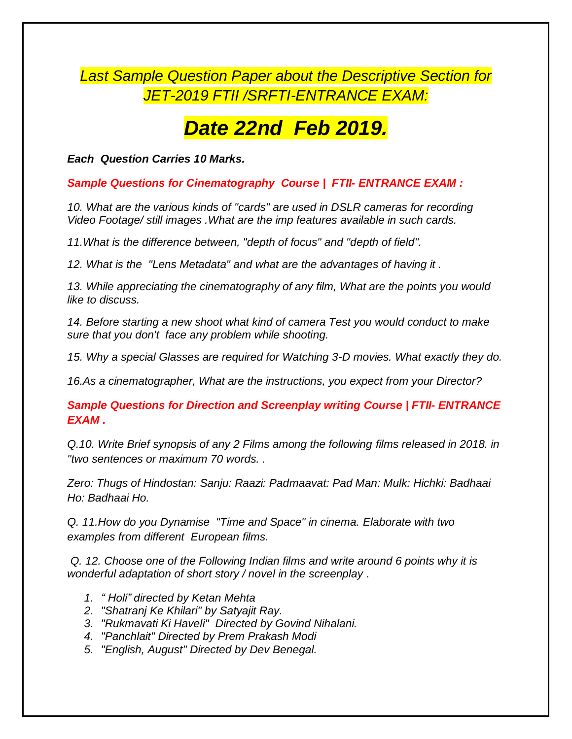# *Last Sample Question Paper about the Descriptive Section for JET-2019 FTII /SRFTI-ENTRANCE EXAM:*

# ***Date 22nd Feb 2019.***

***Each Question Carries 10 Marks.***

## ***Sample Questions for Cinematography Course | FTII- ENTRANCE EXAM :***

*10. What are the various kinds of "cards" are used in DSLR cameras for recording Video Footage/ still images .What are the imp features available in such cards.*

*11.What is the difference between, "depth of focus" and "depth of field".*

*12. What is the "Lens Metadata" and what are the advantages of having it .*

*13. While appreciating the cinematography of any film, What are the points you would like to discuss.*

*14. Before starting a new shoot what kind of camera Test you would conduct to make sure that you don't face any problem while shooting.*

*15. Why a special Glasses are required for Watching 3-D movies. What exactly they do.*

*16.As a cinematographer, What are the instructions, you expect from your Director?*

## ***Sample Questions for Direction and Screenplay writing Course | FTII- ENTRANCE EXAM .***

*Q.10. Write Brief synopsis of any 2 Films among the following films released in 2018. in "two sentences or maximum 70 words. .*

*Zero: Thugs of Hindostan: Sanju: Raazi: Padmaavat: Pad Man: Mulk: Hichki: Badhaai Ho: Badhaai Ho.*

*Q. 11.How do you Dynamise "Time and Space" in cinema. Elaborate with two examples from different European films.*

*Q. 12. Choose one of the Following Indian films and write around 6 points why it is wonderful adaptation of short story / novel in the screenplay .*

1. *" Holi" directed by Ketan Mehta*
2. *"Shatranj Ke Khilari" by Satyajit Ray.*
3. *"Rukmavati Ki Haveli" Directed by Govind Nihalani.*
4. *"Panchlait" Directed by Prem Prakash Modi*
5. *"English, August" Directed by Dev Benegal.*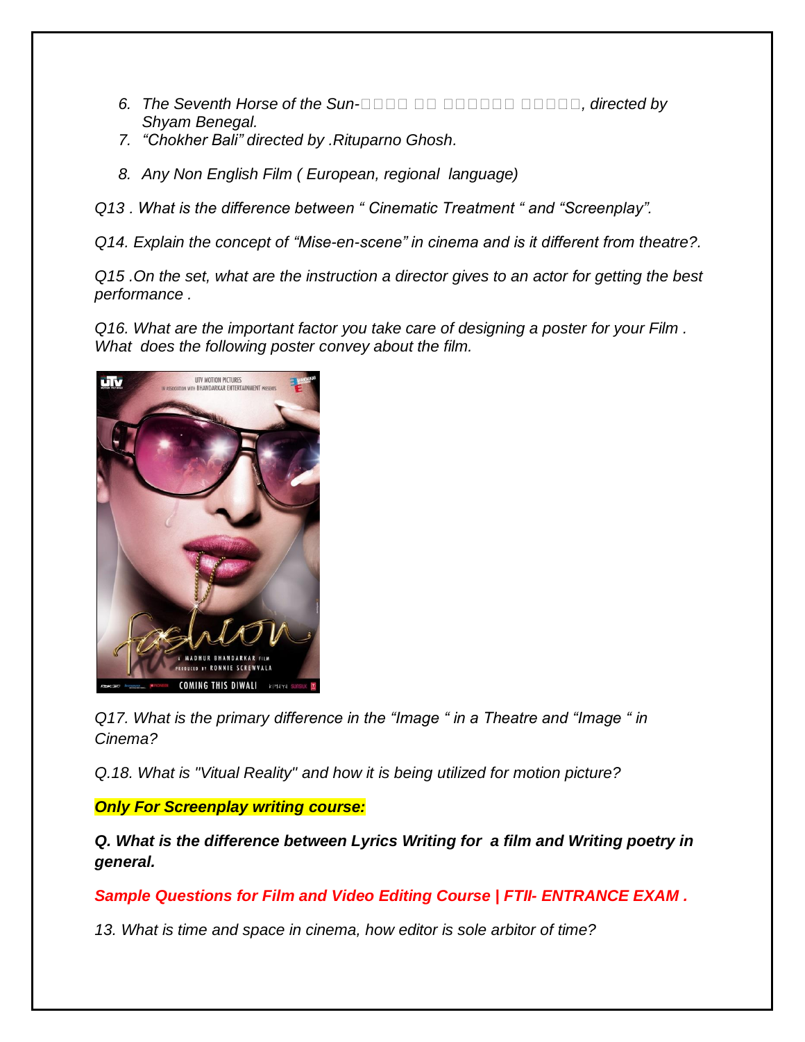6. *The Seventh Horse of the Sun-□□□□ □□ □□□□□□ □□□□□, directed by Shyam Benegal.*
7. *"Chokher Bali" directed by .Rituparno Ghosh.*
8. *Any Non English Film ( European, regional language)*

*Q13 . What is the difference between " Cinematic Treatment " and "Screenplay".*

*Q14. Explain the concept of "Mise-en-scene" in cinema and is it different from theatre?.*

*Q15 .On the set, what are the instruction a director gives to an actor for getting the best performance .*

*Q16. What are the important factor you take care of designing a poster for your Film . What does the following poster convey about the film.*

*Q17. What is the primary difference in the "Image " in a Theatre and "Image " in Cinema?*

*Q.18. What is "Vitual Reality" and how it is being utilized for motion picture?*

***Only For Screenplay writing course:***

***Q. What is the difference between Lyrics Writing for a film and Writing poetry in general.***

***Sample Questions for Film and Video Editing Course | FTII- ENTRANCE EXAM .***

*13. What is time and space in cinema, how editor is sole arbitor of time?*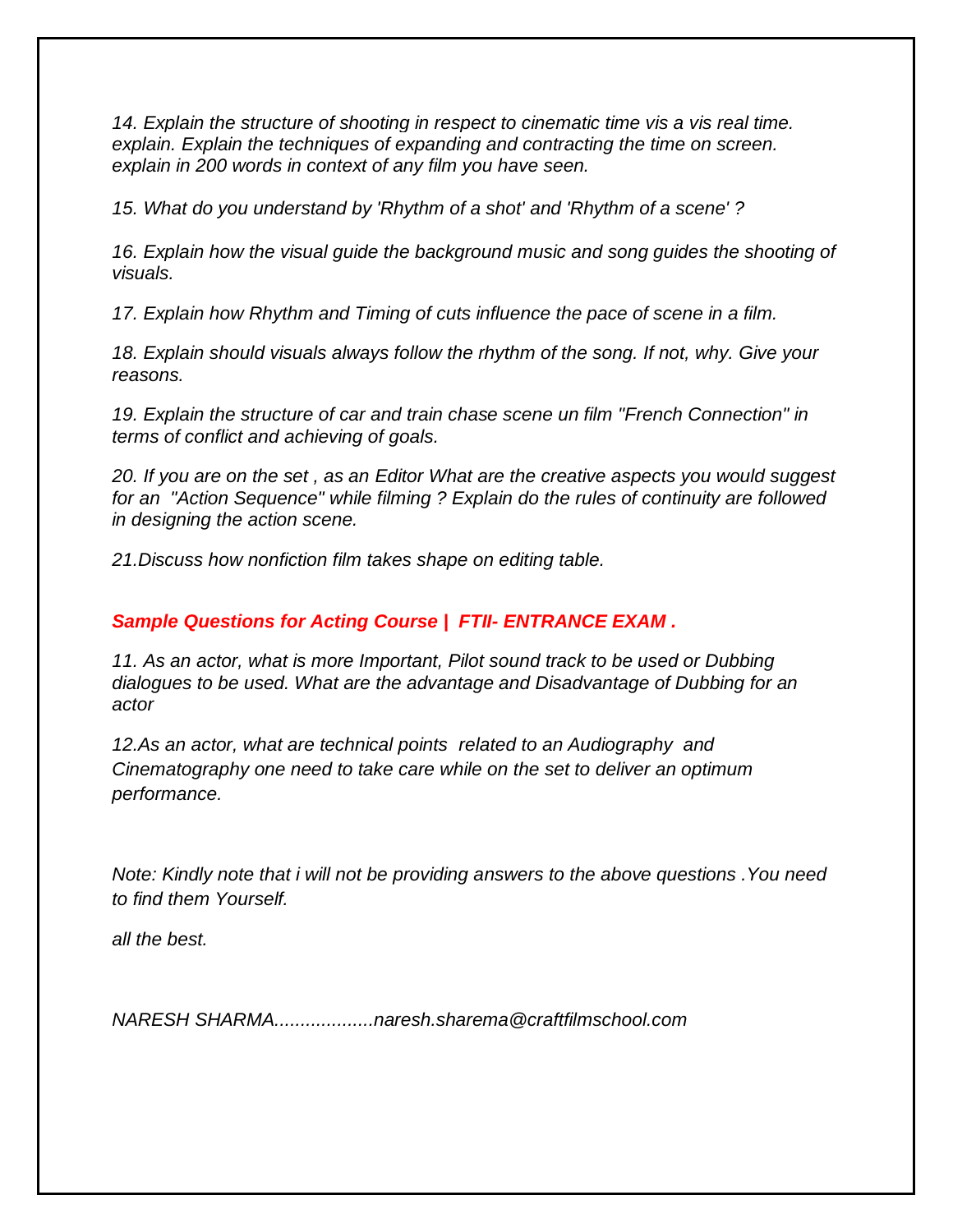*14. Explain the structure of shooting in respect to cinematic time vis a vis real time. explain. Explain the techniques of expanding and contracting the time on screen. explain in 200 words in context of any film you have seen.*

*15. What do you understand by 'Rhythm of a shot' and 'Rhythm of a scene' ?*

*16. Explain how the visual guide the background music and song guides the shooting of visuals.*

*17. Explain how Rhythm and Timing of cuts influence the pace of scene in a film.*

*18. Explain should visuals always follow the rhythm of the song. If not, why. Give your reasons.*

*19. Explain the structure of car and train chase scene un film "French Connection" in terms of conflict and achieving of goals.*

*20. If you are on the set , as an Editor What are the creative aspects you would suggest for an "Action Sequence" while filming ? Explain do the rules of continuity are followed in designing the action scene.*

*21.Discuss how nonfiction film takes shape on editing table.*

## ***Sample Questions for Acting Course | FTII- ENTRANCE EXAM .***

*11. As an actor, what is more Important, Pilot sound track to be used or Dubbing dialogues to be used. What are the advantage and Disadvantage of Dubbing for an actor*

*12.As an actor, what are technical points related to an Audiography and Cinematography one need to take care while on the set to deliver an optimum performance.*

*Note: Kindly note that i will not be providing answers to the above questions .You need to find them Yourself.*

*all the best.*

*NARESH SHARMA...................naresh.sharema@craftfilmschool.com*